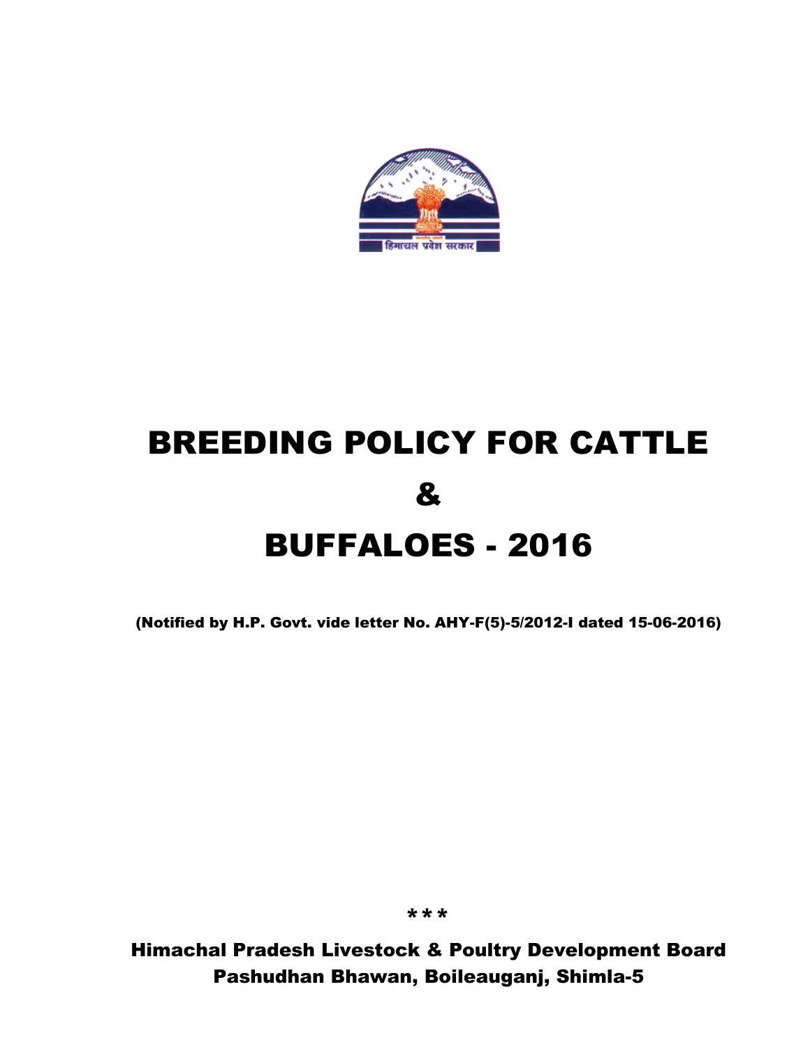# BREEDING POLICY FOR CATTLE

# &

# BUFFALOES - 2016

**(Notified by H.P. Govt. vide letter No. AHY-F(5)-5/2012-I dated 15-06-2016)**

***

**Himachal Pradesh Livestock & Poultry Development Board**
**Pashudhan Bhawan, Boileauganj, Shimla-5**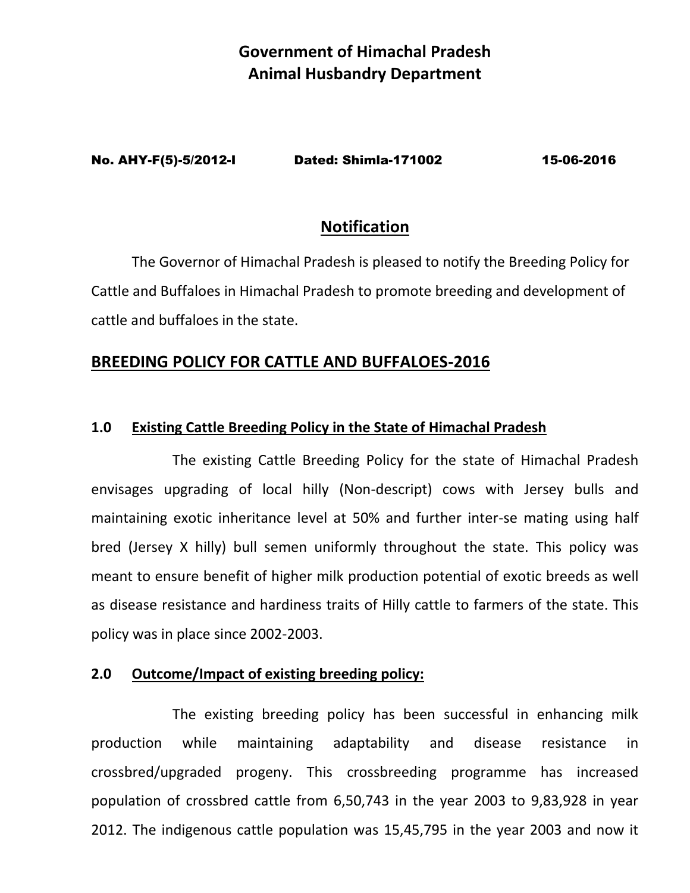**Government of Himachal Pradesh**
**Animal Husbandry Department**

**No. AHY-F(5)-5/2012-I** **Dated: Shimla-171002** **15-06-2016**

## Notification

The Governor of Himachal Pradesh is pleased to notify the Breeding Policy for Cattle and Buffaloes in Himachal Pradesh to promote breeding and development of cattle and buffaloes in the state.

## BREEDING POLICY FOR CATTLE AND BUFFALOES-2016

### 1.0 Existing Cattle Breeding Policy in the State of Himachal Pradesh

The existing Cattle Breeding Policy for the state of Himachal Pradesh envisages upgrading of local hilly (Non-descript) cows with Jersey bulls and maintaining exotic inheritance level at 50% and further inter-se mating using half bred (Jersey X hilly) bull semen uniformly throughout the state. This policy was meant to ensure benefit of higher milk production potential of exotic breeds as well as disease resistance and hardiness traits of Hilly cattle to farmers of the state. This policy was in place since 2002-2003.

### 2.0 Outcome/Impact of existing breeding policy:

The existing breeding policy has been successful in enhancing milk production while maintaining adaptability and disease resistance in crossbred/upgraded progeny. This crossbreeding programme has increased population of crossbred cattle from 6,50,743 in the year 2003 to 9,83,928 in year 2012. The indigenous cattle population was 15,45,795 in the year 2003 and now it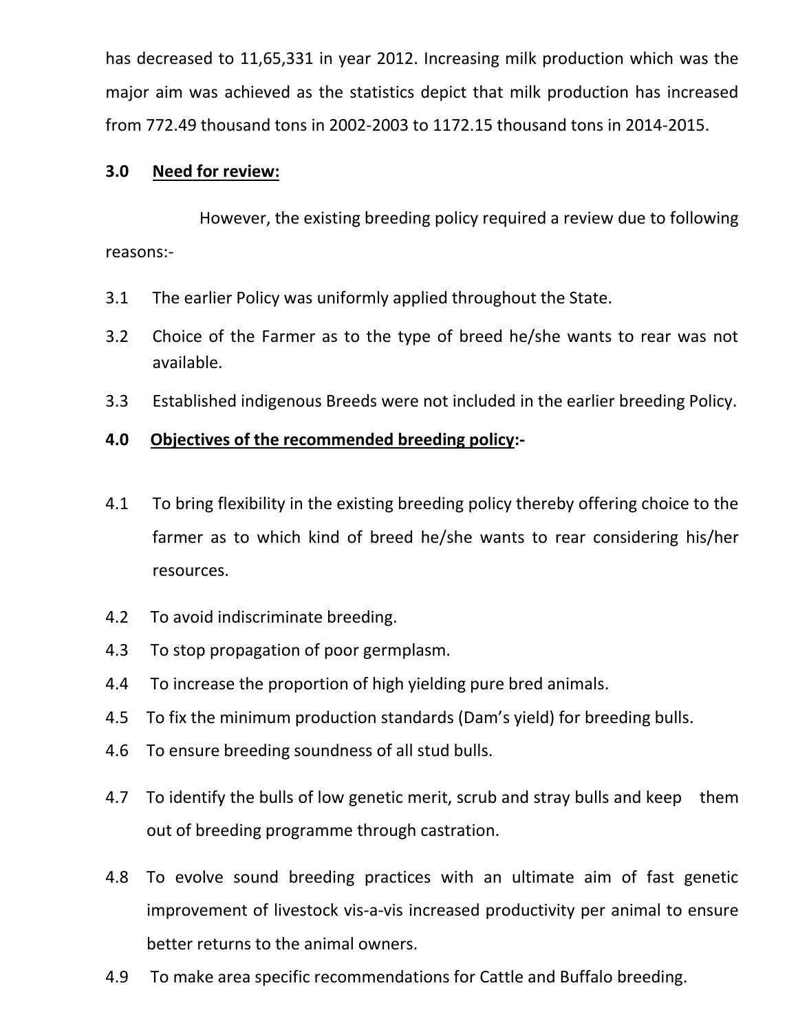has decreased to 11,65,331 in year 2012. Increasing milk production which was the major aim was achieved as the statistics depict that milk production has increased from 772.49 thousand tons in 2002-2003 to 1172.15 thousand tons in 2014-2015.

## 3.0 Need for review:

However, the existing breeding policy required a review due to following reasons:-

3.1 The earlier Policy was uniformly applied throughout the State.

3.2 Choice of the Farmer as to the type of breed he/she wants to rear was not available.

3.3 Established indigenous Breeds were not included in the earlier breeding Policy.

## 4.0 Objectives of the recommended breeding policy:-

4.1 To bring flexibility in the existing breeding policy thereby offering choice to the farmer as to which kind of breed he/she wants to rear considering his/her resources.

4.2 To avoid indiscriminate breeding.

4.3 To stop propagation of poor germplasm.

4.4 To increase the proportion of high yielding pure bred animals.

4.5 To fix the minimum production standards (Dam's yield) for breeding bulls.

4.6 To ensure breeding soundness of all stud bulls.

4.7 To identify the bulls of low genetic merit, scrub and stray bulls and keep them out of breeding programme through castration.

4.8 To evolve sound breeding practices with an ultimate aim of fast genetic improvement of livestock vis-a-vis increased productivity per animal to ensure better returns to the animal owners.

4.9 To make area specific recommendations for Cattle and Buffalo breeding.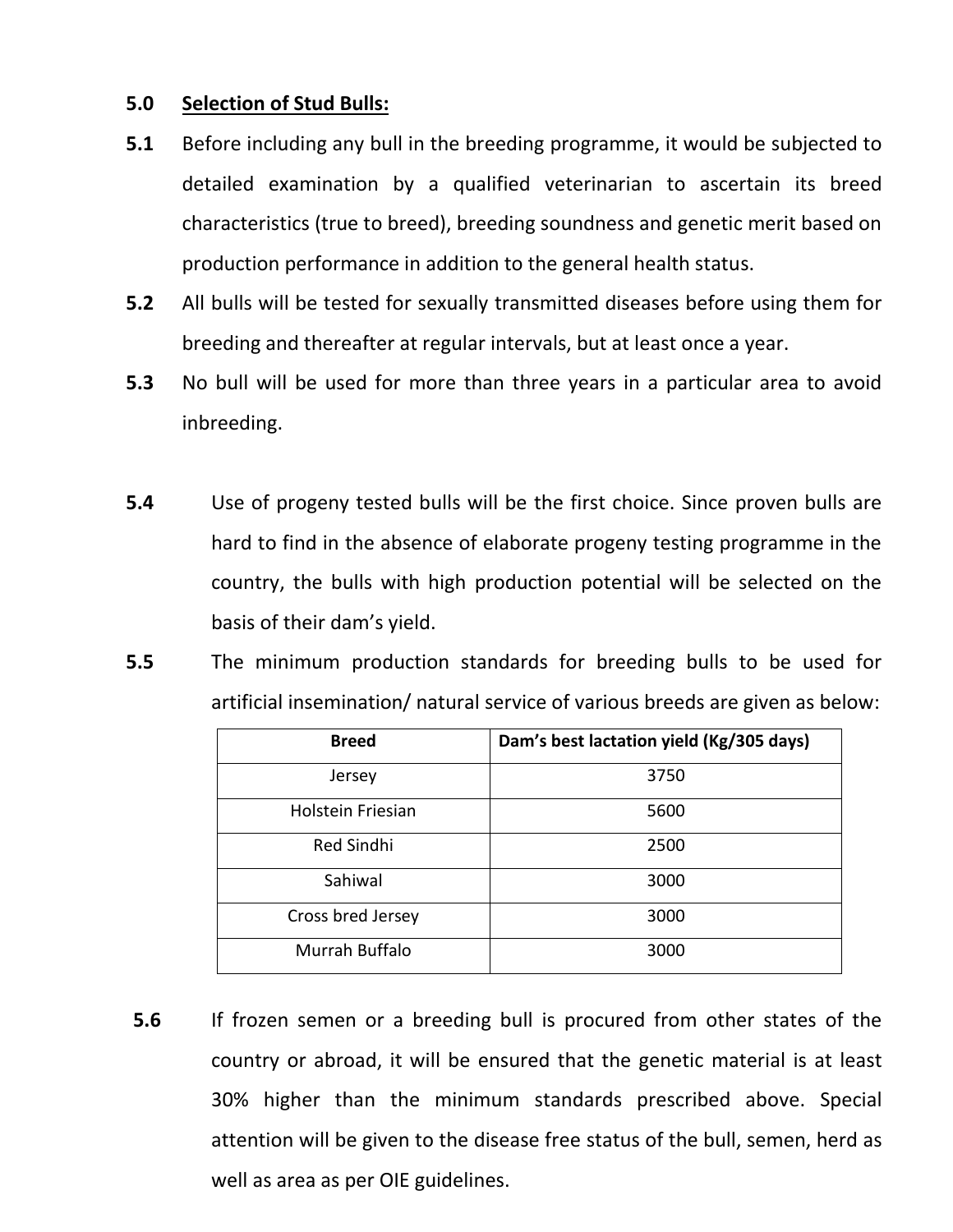## 5.0 <u>Selection of Stud Bulls:</u>

**5.1** Before including any bull in the breeding programme, it would be subjected to detailed examination by a qualified veterinarian to ascertain its breed characteristics (true to breed), breeding soundness and genetic merit based on production performance in addition to the general health status.

**5.2** All bulls will be tested for sexually transmitted diseases before using them for breeding and thereafter at regular intervals, but at least once a year.

**5.3** No bull will be used for more than three years in a particular area to avoid inbreeding.

**5.4** Use of progeny tested bulls will be the first choice. Since proven bulls are hard to find in the absence of elaborate progeny testing programme in the country, the bulls with high production potential will be selected on the basis of their dam's yield.

**5.5** The minimum production standards for breeding bulls to be used for artificial insemination/ natural service of various breeds are given as below:

| Breed | Dam's best lactation yield (Kg/305 days) |
|---|---|
| Jersey | 3750 |
| Holstein Friesian | 5600 |
| Red Sindhi | 2500 |
| Sahiwal | 3000 |
| Cross bred Jersey | 3000 |
| Murrah Buffalo | 3000 |

**5.6** If frozen semen or a breeding bull is procured from other states of the country or abroad, it will be ensured that the genetic material is at least 30% higher than the minimum standards prescribed above. Special attention will be given to the disease free status of the bull, semen, herd as well as area as per OIE guidelines.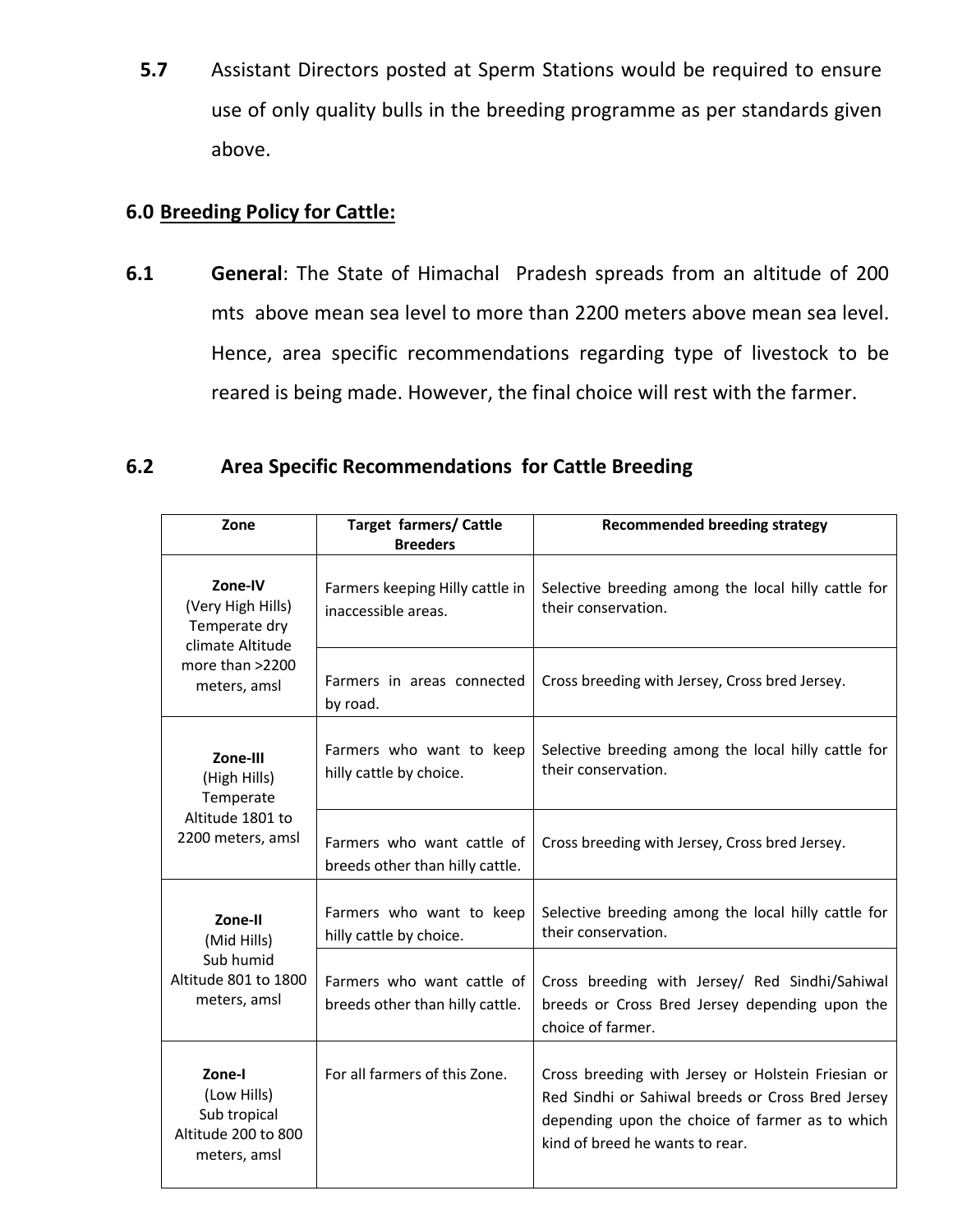**5.7** Assistant Directors posted at Sperm Stations would be required to ensure use of only quality bulls in the breeding programme as per standards given above.

## 6.0 Breeding Policy for Cattle:

**6.1** **General**: The State of Himachal Pradesh spreads from an altitude of 200 mts above mean sea level to more than 2200 meters above mean sea level. Hence, area specific recommendations regarding type of livestock to be reared is being made. However, the final choice will rest with the farmer.

### 6.2 Area Specific Recommendations for Cattle Breeding

| Zone | Target farmers/ Cattle Breeders | Recommended breeding strategy |
|---|---|---|
| **Zone-IV** (Very High Hills) Temperate dry climate Altitude more than >2200 meters, amsl | Farmers keeping Hilly cattle in inaccessible areas. | Selective breeding among the local hilly cattle for their conservation. |
| | Farmers in areas connected by road. | Cross breeding with Jersey, Cross bred Jersey. |
| **Zone-III** (High Hills) Temperate Altitude 1801 to 2200 meters, amsl | Farmers who want to keep hilly cattle by choice. | Selective breeding among the local hilly cattle for their conservation. |
| | Farmers who want cattle of breeds other than hilly cattle. | Cross breeding with Jersey, Cross bred Jersey. |
| **Zone-II** (Mid Hills) Sub humid Altitude 801 to 1800 meters, amsl | Farmers who want to keep hilly cattle by choice. | Selective breeding among the local hilly cattle for their conservation. |
| | Farmers who want cattle of breeds other than hilly cattle. | Cross breeding with Jersey/ Red Sindhi/Sahiwal breeds or Cross Bred Jersey depending upon the choice of farmer. |
| **Zone-I** (Low Hills) Sub tropical Altitude 200 to 800 meters, amsl | For all farmers of this Zone. | Cross breeding with Jersey or Holstein Friesian or Red Sindhi or Sahiwal breeds or Cross Bred Jersey depending upon the choice of farmer as to which kind of breed he wants to rear. |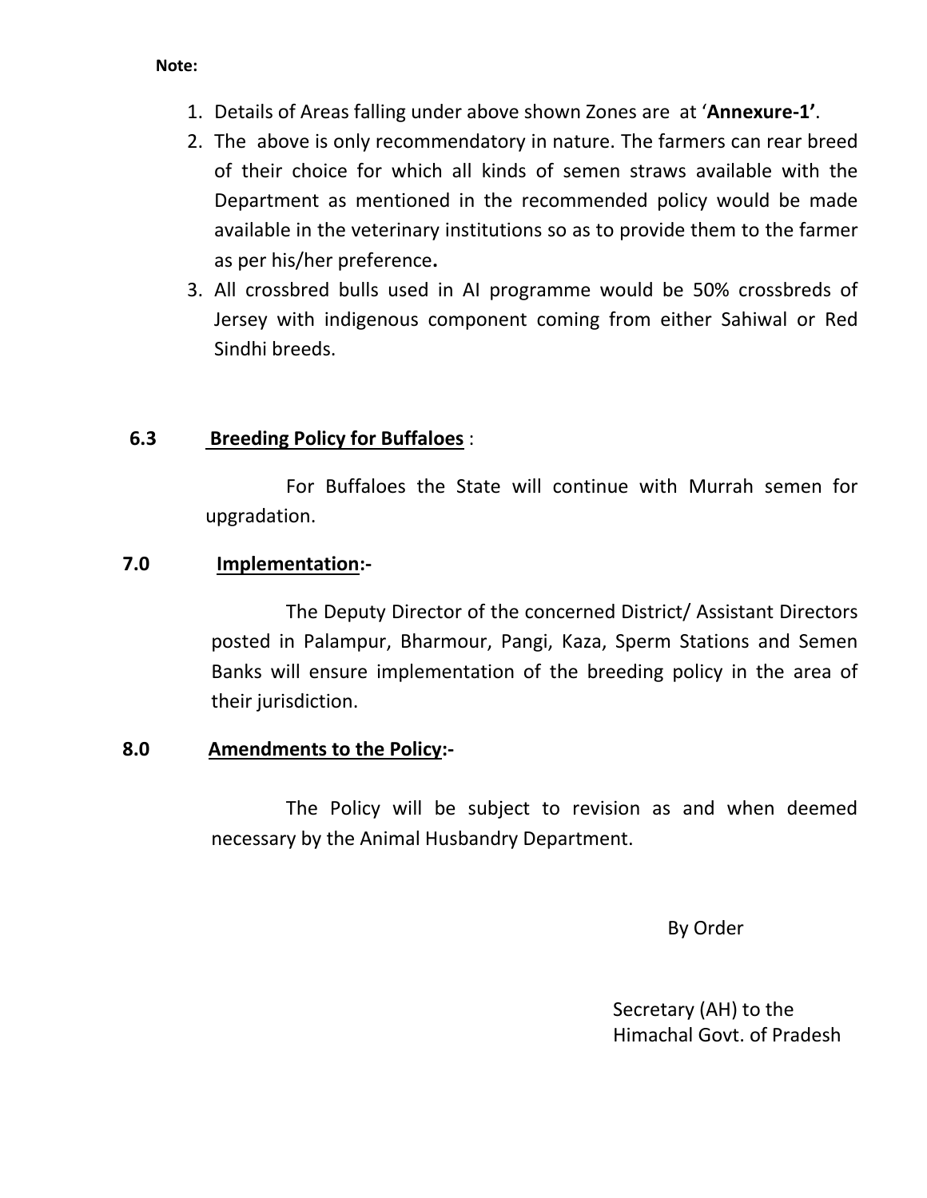**Note:**

1. Details of Areas falling under above shown Zones are at '**Annexure-1**'.
2. The above is only recommendatory in nature. The farmers can rear breed of their choice for which all kinds of semen straws available with the Department as mentioned in the recommended policy would be made available in the veterinary institutions so as to provide them to the farmer as per his/her preference**.**
3. All crossbred bulls used in AI programme would be 50% crossbreds of Jersey with indigenous component coming from either Sahiwal or Red Sindhi breeds.

**6.3 <u>Breeding Policy for Buffaloes</u>** :

For Buffaloes the State will continue with Murrah semen for upgradation.

**7.0 <u>Implementation</u>:-**

The Deputy Director of the concerned District/ Assistant Directors posted in Palampur, Bharmour, Pangi, Kaza, Sperm Stations and Semen Banks will ensure implementation of the breeding policy in the area of their jurisdiction.

**8.0 <u>Amendments to the Policy</u>:-**

The Policy will be subject to revision as and when deemed necessary by the Animal Husbandry Department.

By Order

Secretary (AH) to the
Himachal Govt. of Pradesh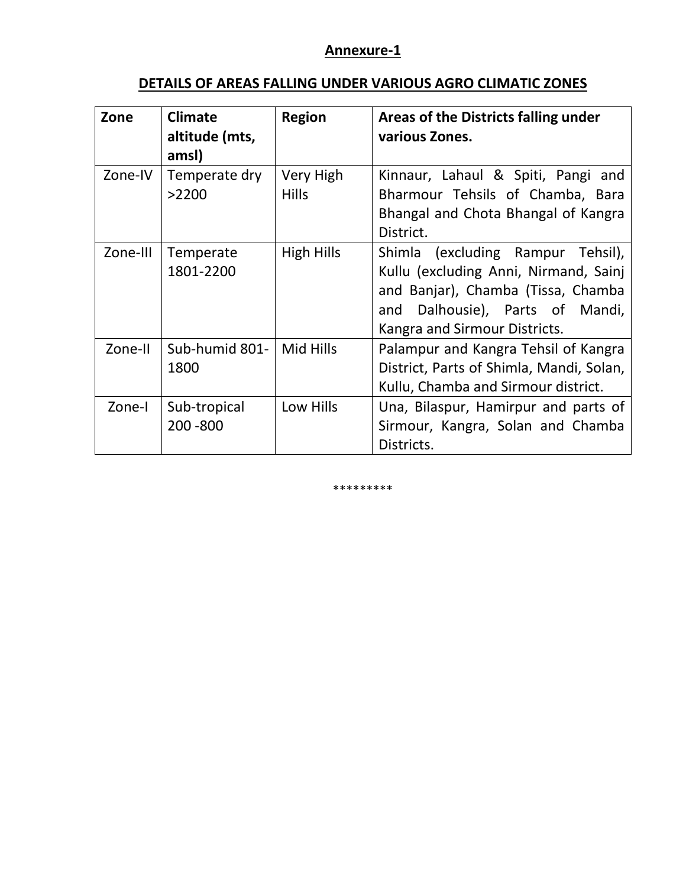**Annexure-1**

**DETAILS OF AREAS FALLING UNDER VARIOUS AGRO CLIMATIC ZONES**

| Zone | Climate altitude (mts, amsl) | Region | Areas of the Districts falling under various Zones. |
|---|---|---|---|
| Zone-IV | Temperate dry >2200 | Very High Hills | Kinnaur, Lahaul & Spiti, Pangi and Bharmour Tehsils of Chamba, Bara Bhangal and Chota Bhangal of Kangra District. |
| Zone-III | Temperate 1801-2200 | High Hills | Shimla (excluding Rampur Tehsil), Kullu (excluding Anni, Nirmand, Sainj and Banjar), Chamba (Tissa, Chamba and Dalhousie), Parts of Mandi, Kangra and Sirmour Districts. |
| Zone-II | Sub-humid 801-1800 | Mid Hills | Palampur and Kangra Tehsil of Kangra District, Parts of Shimla, Mandi, Solan, Kullu, Chamba and Sirmour district. |
| Zone-I | Sub-tropical 200 -800 | Low Hills | Una, Bilaspur, Hamirpur and parts of Sirmour, Kangra, Solan and Chamba Districts. |

*********